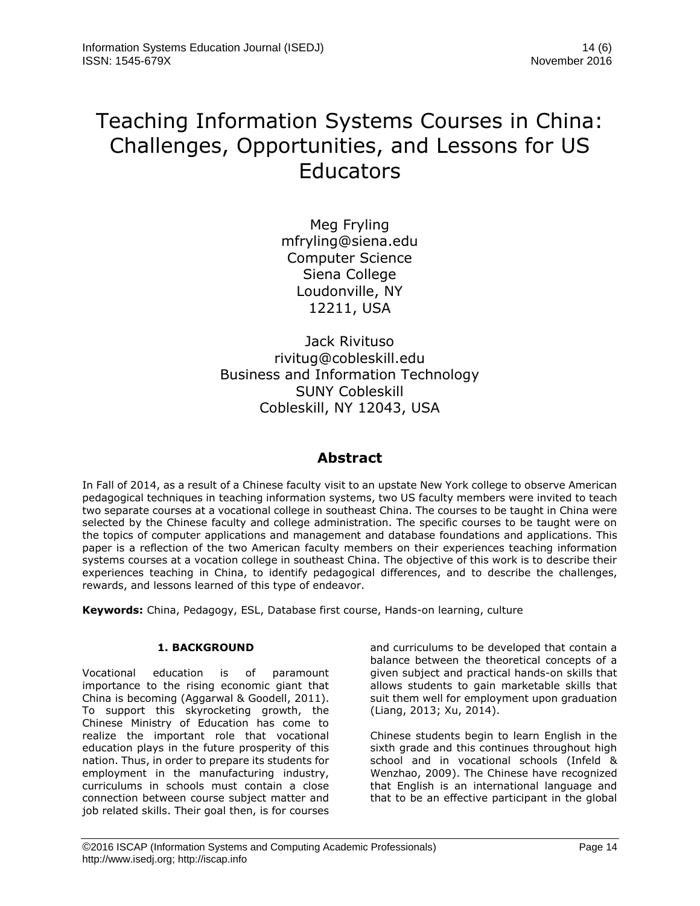# Teaching Information Systems Courses in China: Challenges, Opportunities, and Lessons for US Educators

Meg Fryling
mfryling@siena.edu
Computer Science
Siena College
Loudonville, NY
12211, USA

Jack Rivituso
rivitug@cobleskill.edu
Business and Information Technology
SUNY Cobleskill
Cobleskill, NY 12043, USA

## Abstract

In Fall of 2014, as a result of a Chinese faculty visit to an upstate New York college to observe American pedagogical techniques in teaching information systems, two US faculty members were invited to teach two separate courses at a vocational college in southeast China. The courses to be taught in China were selected by the Chinese faculty and college administration. The specific courses to be taught were on the topics of computer applications and management and database foundations and applications. This paper is a reflection of the two American faculty members on their experiences teaching information systems courses at a vocation college in southeast China. The objective of this work is to describe their experiences teaching in China, to identify pedagogical differences, and to describe the challenges, rewards, and lessons learned of this type of endeavor.

**Keywords:** China, Pedagogy, ESL, Database first course, Hands-on learning, culture

## 1. BACKGROUND

Vocational education is of paramount importance to the rising economic giant that China is becoming (Aggarwal & Goodell, 2011). To support this skyrocketing growth, the Chinese Ministry of Education has come to realize the important role that vocational education plays in the future prosperity of this nation. Thus, in order to prepare its students for employment in the manufacturing industry, curriculums in schools must contain a close connection between course subject matter and job related skills. Their goal then, is for courses and curriculums to be developed that contain a balance between the theoretical concepts of a given subject and practical hands-on skills that allows students to gain marketable skills that suit them well for employment upon graduation (Liang, 2013; Xu, 2014).

Chinese students begin to learn English in the sixth grade and this continues throughout high school and in vocational schools (Infeld & Wenzhao, 2009). The Chinese have recognized that English is an international language and that to be an effective participant in the global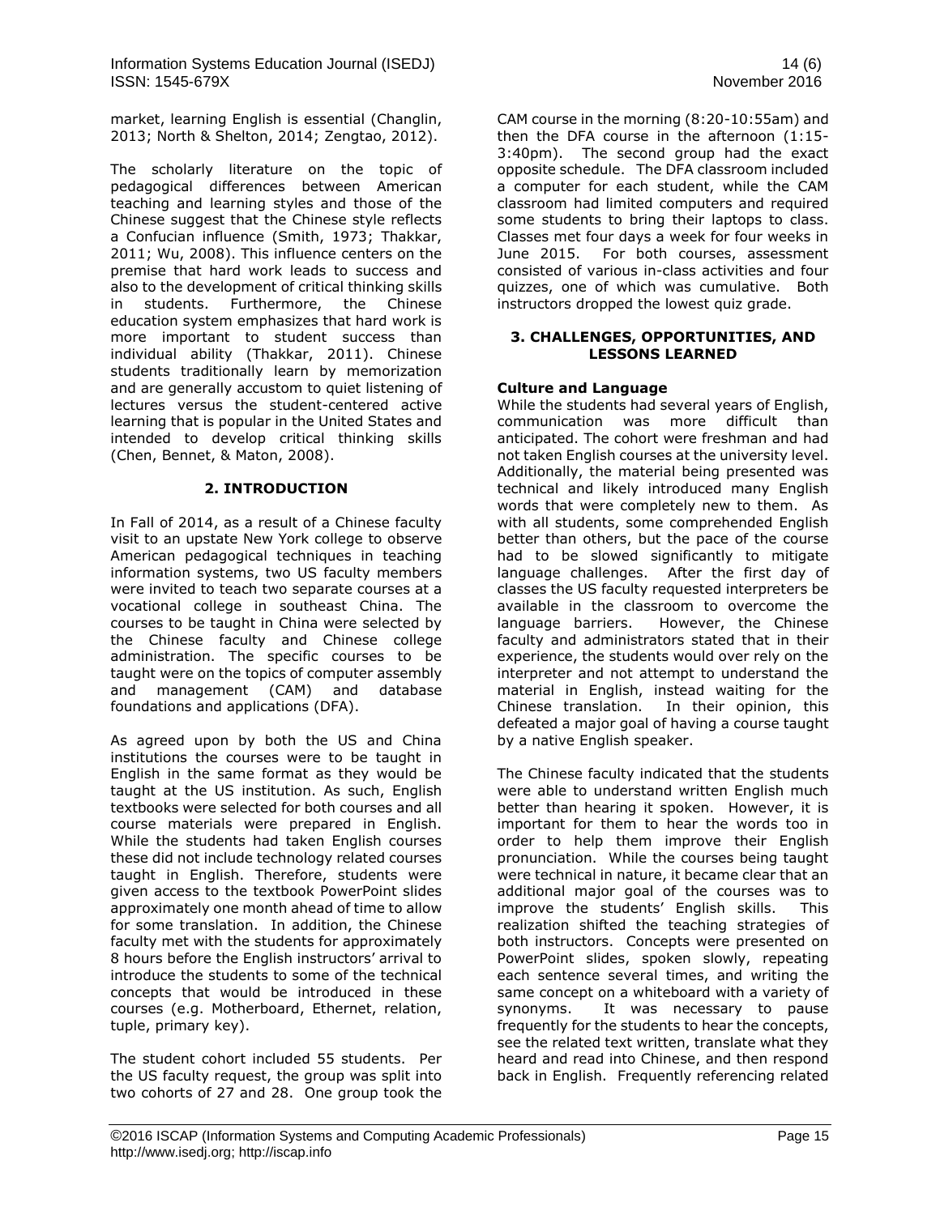market, learning English is essential (Changlin, 2013; North & Shelton, 2014; Zengtao, 2012).

The scholarly literature on the topic of pedagogical differences between American teaching and learning styles and those of the Chinese suggest that the Chinese style reflects a Confucian influence (Smith, 1973; Thakkar, 2011; Wu, 2008). This influence centers on the premise that hard work leads to success and also to the development of critical thinking skills in students. Furthermore, the Chinese education system emphasizes that hard work is more important to student success than individual ability (Thakkar, 2011). Chinese students traditionally learn by memorization and are generally accustom to quiet listening of lectures versus the student-centered active learning that is popular in the United States and intended to develop critical thinking skills (Chen, Bennet, & Maton, 2008).

## 2. INTRODUCTION

In Fall of 2014, as a result of a Chinese faculty visit to an upstate New York college to observe American pedagogical techniques in teaching information systems, two US faculty members were invited to teach two separate courses at a vocational college in southeast China. The courses to be taught in China were selected by the Chinese faculty and Chinese college administration. The specific courses to be taught were on the topics of computer assembly and management (CAM) and database foundations and applications (DFA).

As agreed upon by both the US and China institutions the courses were to be taught in English in the same format as they would be taught at the US institution. As such, English textbooks were selected for both courses and all course materials were prepared in English. While the students had taken English courses these did not include technology related courses taught in English. Therefore, students were given access to the textbook PowerPoint slides approximately one month ahead of time to allow for some translation. In addition, the Chinese faculty met with the students for approximately 8 hours before the English instructors' arrival to introduce the students to some of the technical concepts that would be introduced in these courses (e.g. Motherboard, Ethernet, relation, tuple, primary key).

The student cohort included 55 students. Per the US faculty request, the group was split into two cohorts of 27 and 28. One group took the CAM course in the morning (8:20-10:55am) and then the DFA course in the afternoon (1:15-3:40pm). The second group had the exact opposite schedule. The DFA classroom included a computer for each student, while the CAM classroom had limited computers and required some students to bring their laptops to class. Classes met four days a week for four weeks in June 2015. For both courses, assessment consisted of various in-class activities and four quizzes, one of which was cumulative. Both instructors dropped the lowest quiz grade.

## 3. CHALLENGES, OPPORTUNITIES, AND LESSONS LEARNED

### Culture and Language

While the students had several years of English, communication was more difficult than anticipated. The cohort were freshman and had not taken English courses at the university level. Additionally, the material being presented was technical and likely introduced many English words that were completely new to them. As with all students, some comprehended English better than others, but the pace of the course had to be slowed significantly to mitigate language challenges. After the first day of classes the US faculty requested interpreters be available in the classroom to overcome the language barriers. However, the Chinese faculty and administrators stated that in their experience, the students would over rely on the interpreter and not attempt to understand the material in English, instead waiting for the Chinese translation. In their opinion, this defeated a major goal of having a course taught by a native English speaker.

The Chinese faculty indicated that the students were able to understand written English much better than hearing it spoken. However, it is important for them to hear the words too in order to help them improve their English pronunciation. While the courses being taught were technical in nature, it became clear that an additional major goal of the courses was to improve the students' English skills. This realization shifted the teaching strategies of both instructors. Concepts were presented on PowerPoint slides, spoken slowly, repeating each sentence several times, and writing the same concept on a whiteboard with a variety of synonyms. It was necessary to pause frequently for the students to hear the concepts, see the related text written, translate what they heard and read into Chinese, and then respond back in English. Frequently referencing related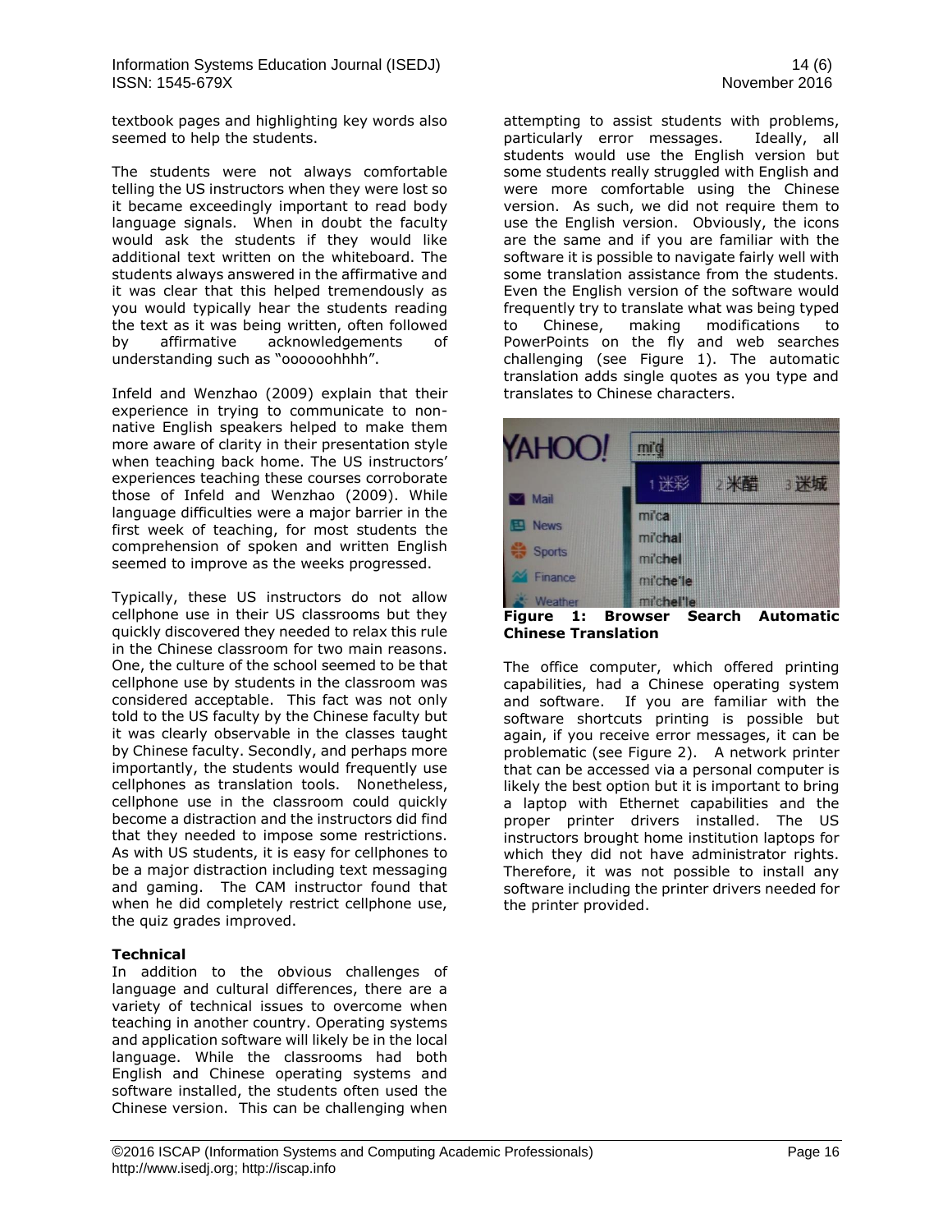textbook pages and highlighting key words also seemed to help the students.

The students were not always comfortable telling the US instructors when they were lost so it became exceedingly important to read body language signals. When in doubt the faculty would ask the students if they would like additional text written on the whiteboard. The students always answered in the affirmative and it was clear that this helped tremendously as you would typically hear the students reading the text as it was being written, often followed by affirmative acknowledgements of understanding such as "oooooohhhh".

Infeld and Wenzhao (2009) explain that their experience in trying to communicate to non-native English speakers helped to make them more aware of clarity in their presentation style when teaching back home. The US instructors' experiences teaching these courses corroborate those of Infeld and Wenzhao (2009). While language difficulties were a major barrier in the first week of teaching, for most students the comprehension of spoken and written English seemed to improve as the weeks progressed.

Typically, these US instructors do not allow cellphone use in their US classrooms but they quickly discovered they needed to relax this rule in the Chinese classroom for two main reasons. One, the culture of the school seemed to be that cellphone use by students in the classroom was considered acceptable. This fact was not only told to the US faculty by the Chinese faculty but it was clearly observable in the classes taught by Chinese faculty. Secondly, and perhaps more importantly, the students would frequently use cellphones as translation tools. Nonetheless, cellphone use in the classroom could quickly become a distraction and the instructors did find that they needed to impose some restrictions. As with US students, it is easy for cellphones to be a major distraction including text messaging and gaming. The CAM instructor found that when he did completely restrict cellphone use, the quiz grades improved.

**Technical**

In addition to the obvious challenges of language and cultural differences, there are a variety of technical issues to overcome when teaching in another country. Operating systems and application software will likely be in the local language. While the classrooms had both English and Chinese operating systems and software installed, the students often used the Chinese version. This can be challenging when attempting to assist students with problems, particularly error messages. Ideally, all students would use the English version but some students really struggled with English and were more comfortable using the Chinese version. As such, we did not require them to use the English version. Obviously, the icons are the same and if you are familiar with the software it is possible to navigate fairly well with some translation assistance from the students. Even the English version of the software would frequently try to translate what was being typed to Chinese, making modifications to PowerPoints on the fly and web searches challenging (see Figure 1). The automatic translation adds single quotes as you type and translates to Chinese characters.

**Figure 1: Browser Search Automatic Chinese Translation**

The office computer, which offered printing capabilities, had a Chinese operating system and software. If you are familiar with the software shortcuts printing is possible but again, if you receive error messages, it can be problematic (see Figure 2). A network printer that can be accessed via a personal computer is likely the best option but it is important to bring a laptop with Ethernet capabilities and the proper printer drivers installed. The US instructors brought home institution laptops for which they did not have administrator rights. Therefore, it was not possible to install any software including the printer drivers needed for the printer provided.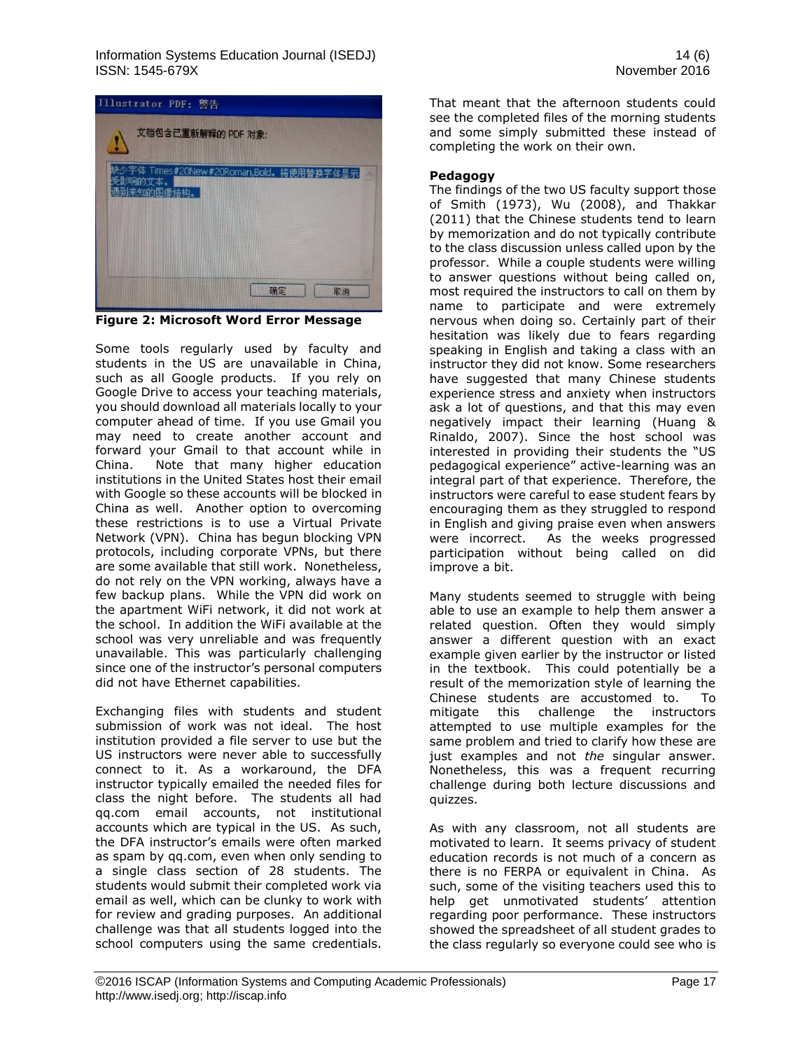**Figure 2: Microsoft Word Error Message**

Some tools regularly used by faculty and students in the US are unavailable in China, such as all Google products. If you rely on Google Drive to access your teaching materials, you should download all materials locally to your computer ahead of time. If you use Gmail you may need to create another account and forward your Gmail to that account while in China. Note that many higher education institutions in the United States host their email with Google so these accounts will be blocked in China as well. Another option to overcoming these restrictions is to use a Virtual Private Network (VPN). China has begun blocking VPN protocols, including corporate VPNs, but there are some available that still work. Nonetheless, do not rely on the VPN working, always have a few backup plans. While the VPN did work on the apartment WiFi network, it did not work at the school. In addition the WiFi available at the school was very unreliable and was frequently unavailable. This was particularly challenging since one of the instructor's personal computers did not have Ethernet capabilities.

Exchanging files with students and student submission of work was not ideal. The host institution provided a file server to use but the US instructors were never able to successfully connect to it. As a workaround, the DFA instructor typically emailed the needed files for class the night before. The students all had qq.com email accounts, not institutional accounts which are typical in the US. As such, the DFA instructor's emails were often marked as spam by qq.com, even when only sending to a single class section of 28 students. The students would submit their completed work via email as well, which can be clunky to work with for review and grading purposes. An additional challenge was that all students logged into the school computers using the same credentials. That meant that the afternoon students could see the completed files of the morning students and some simply submitted these instead of completing the work on their own.

**Pedagogy**

The findings of the two US faculty support those of Smith (1973), Wu (2008), and Thakkar (2011) that the Chinese students tend to learn by memorization and do not typically contribute to the class discussion unless called upon by the professor. While a couple students were willing to answer questions without being called on, most required the instructors to call on them by name to participate and were extremely nervous when doing so. Certainly part of their hesitation was likely due to fears regarding speaking in English and taking a class with an instructor they did not know. Some researchers have suggested that many Chinese students experience stress and anxiety when instructors ask a lot of questions, and that this may even negatively impact their learning (Huang & Rinaldo, 2007). Since the host school was interested in providing their students the "US pedagogical experience" active-learning was an integral part of that experience. Therefore, the instructors were careful to ease student fears by encouraging them as they struggled to respond in English and giving praise even when answers were incorrect. As the weeks progressed participation without being called on did improve a bit.

Many students seemed to struggle with being able to use an example to help them answer a related question. Often they would simply answer a different question with an exact example given earlier by the instructor or listed in the textbook. This could potentially be a result of the memorization style of learning the Chinese students are accustomed to. To mitigate this challenge the instructors attempted to use multiple examples for the same problem and tried to clarify how these are just examples and not *the* singular answer. Nonetheless, this was a frequent recurring challenge during both lecture discussions and quizzes.

As with any classroom, not all students are motivated to learn. It seems privacy of student education records is not much of a concern as there is no FERPA or equivalent in China. As such, some of the visiting teachers used this to help get unmotivated students' attention regarding poor performance. These instructors showed the spreadsheet of all student grades to the class regularly so everyone could see who is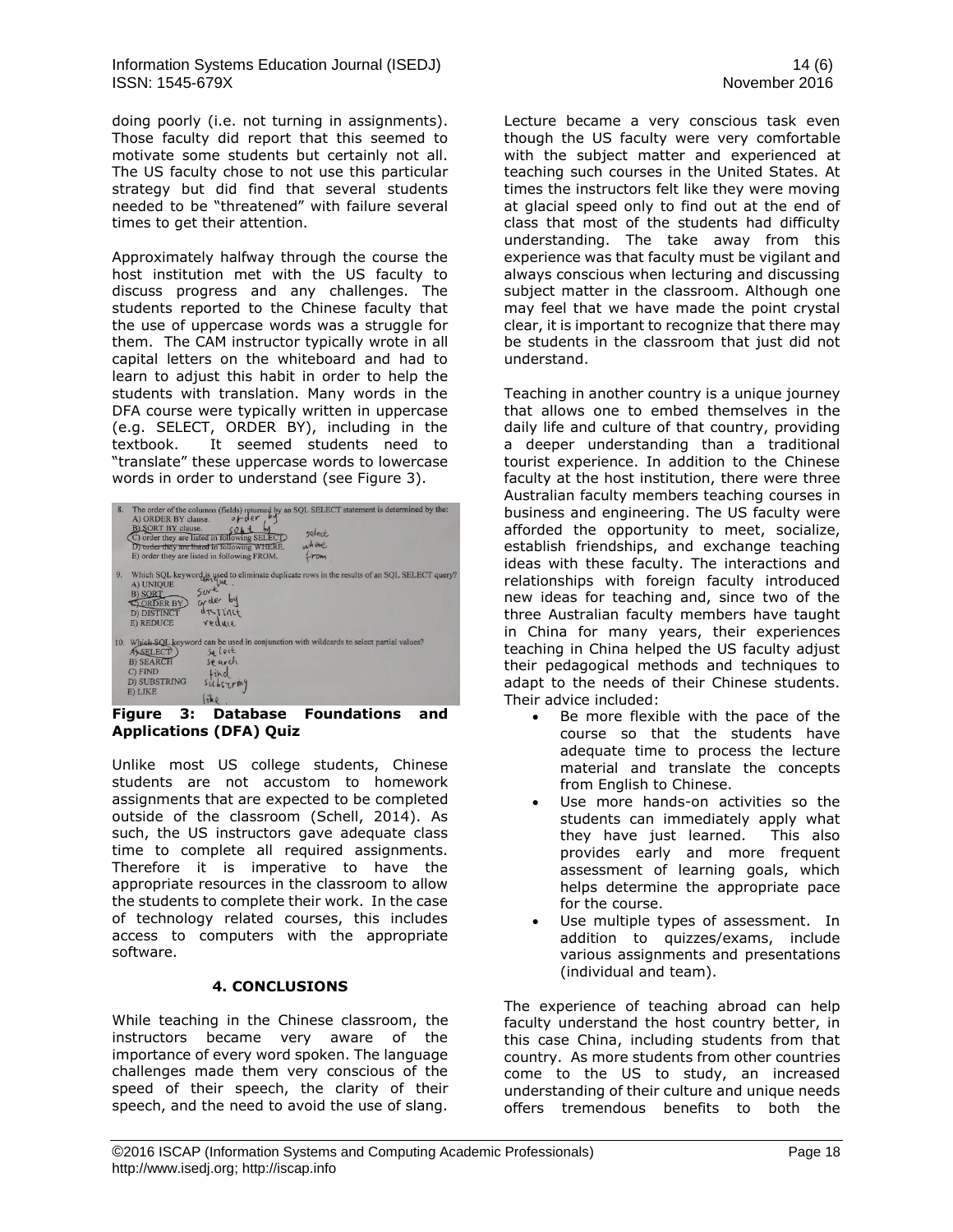doing poorly (i.e. not turning in assignments). Those faculty did report that this seemed to motivate some students but certainly not all. The US faculty chose to not use this particular strategy but did find that several students needed to be "threatened" with failure several times to get their attention.

Approximately halfway through the course the host institution met with the US faculty to discuss progress and any challenges. The students reported to the Chinese faculty that the use of uppercase words was a struggle for them. The CAM instructor typically wrote in all capital letters on the whiteboard and had to learn to adjust this habit in order to help the students with translation. Many words in the DFA course were typically written in uppercase (e.g. SELECT, ORDER BY), including in the textbook. It seemed students need to "translate" these uppercase words to lowercase words in order to understand (see Figure 3).

**Figure 3: Database Foundations and Applications (DFA) Quiz**

Unlike most US college students, Chinese students are not accustom to homework assignments that are expected to be completed outside of the classroom (Schell, 2014). As such, the US instructors gave adequate class time to complete all required assignments. Therefore it is imperative to have the appropriate resources in the classroom to allow the students to complete their work. In the case of technology related courses, this includes access to computers with the appropriate software.

## 4. CONCLUSIONS

While teaching in the Chinese classroom, the instructors became very aware of the importance of every word spoken. The language challenges made them very conscious of the speed of their speech, the clarity of their speech, and the need to avoid the use of slang. Lecture became a very conscious task even though the US faculty were very comfortable with the subject matter and experienced at teaching such courses in the United States. At times the instructors felt like they were moving at glacial speed only to find out at the end of class that most of the students had difficulty understanding. The take away from this experience was that faculty must be vigilant and always conscious when lecturing and discussing subject matter in the classroom. Although one may feel that we have made the point crystal clear, it is important to recognize that there may be students in the classroom that just did not understand.

Teaching in another country is a unique journey that allows one to embed themselves in the daily life and culture of that country, providing a deeper understanding than a traditional tourist experience. In addition to the Chinese faculty at the host institution, there were three Australian faculty members teaching courses in business and engineering. The US faculty were afforded the opportunity to meet, socialize, establish friendships, and exchange teaching ideas with these faculty. The interactions and relationships with foreign faculty introduced new ideas for teaching and, since two of the three Australian faculty members have taught in China for many years, their experiences teaching in China helped the US faculty adjust their pedagogical methods and techniques to adapt to the needs of their Chinese students. Their advice included:

- Be more flexible with the pace of the course so that the students have adequate time to process the lecture material and translate the concepts from English to Chinese.
- Use more hands-on activities so the students can immediately apply what they have just learned. This also provides early and more frequent assessment of learning goals, which helps determine the appropriate pace for the course.
- Use multiple types of assessment. In addition to quizzes/exams, include various assignments and presentations (individual and team).

The experience of teaching abroad can help faculty understand the host country better, in this case China, including students from that country. As more students from other countries come to the US to study, an increased understanding of their culture and unique needs offers tremendous benefits to both the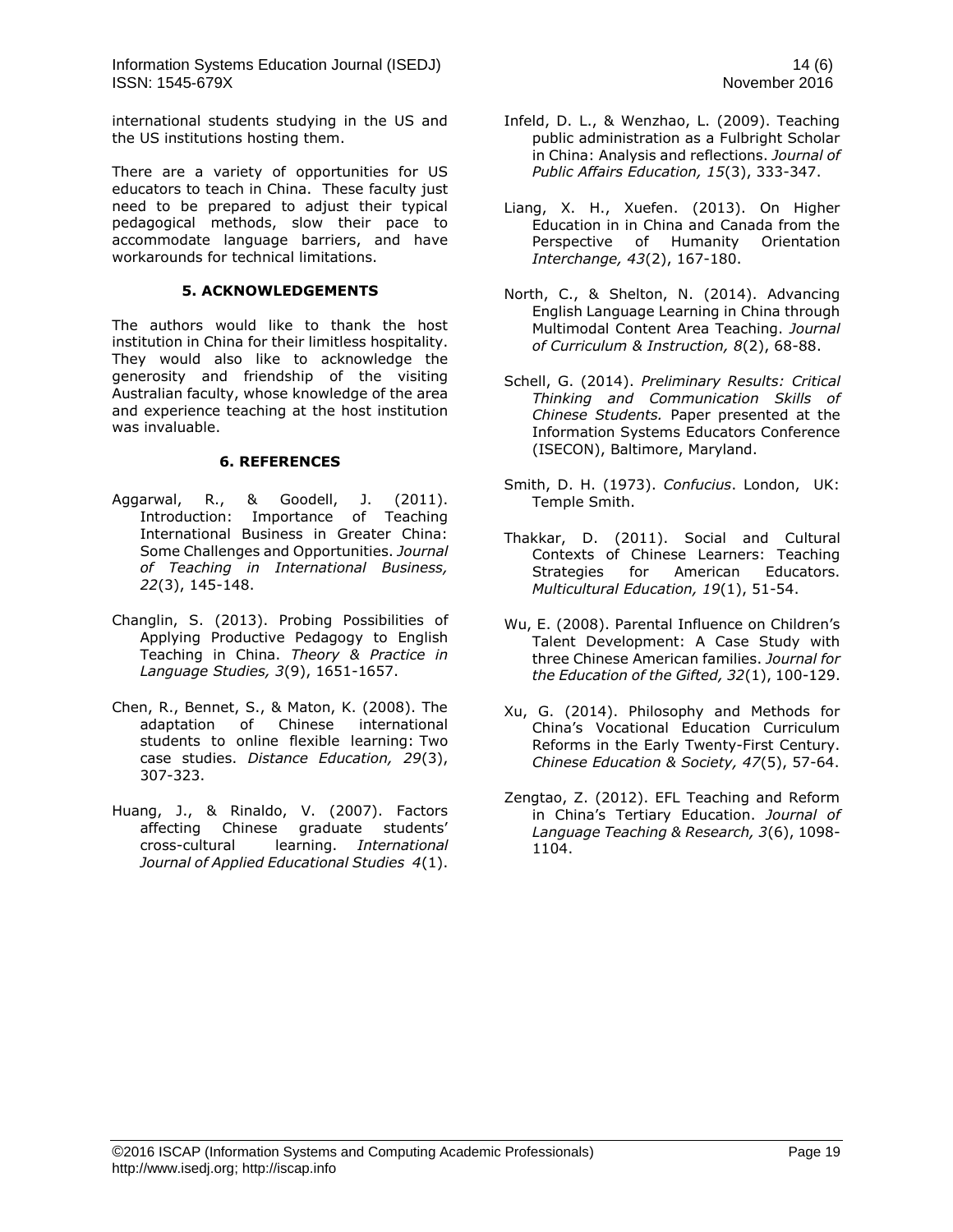international students studying in the US and the US institutions hosting them.

There are a variety of opportunities for US educators to teach in China. These faculty just need to be prepared to adjust their typical pedagogical methods, slow their pace to accommodate language barriers, and have workarounds for technical limitations.

## 5. ACKNOWLEDGEMENTS

The authors would like to thank the host institution in China for their limitless hospitality. They would also like to acknowledge the generosity and friendship of the visiting Australian faculty, whose knowledge of the area and experience teaching at the host institution was invaluable.

## 6. REFERENCES

Aggarwal, R., & Goodell, J. (2011). Introduction: Importance of Teaching International Business in Greater China: Some Challenges and Opportunities. *Journal of Teaching in International Business, 22*(3), 145-148.

Changlin, S. (2013). Probing Possibilities of Applying Productive Pedagogy to English Teaching in China. *Theory & Practice in Language Studies, 3*(9), 1651-1657.

Chen, R., Bennet, S., & Maton, K. (2008). The adaptation of Chinese international students to online flexible learning: Two case studies. *Distance Education, 29*(3), 307-323.

Huang, J., & Rinaldo, V. (2007). Factors affecting Chinese graduate students' cross-cultural learning. *International Journal of Applied Educational Studies 4*(1).

Infeld, D. L., & Wenzhao, L. (2009). Teaching public administration as a Fulbright Scholar in China: Analysis and reflections. *Journal of Public Affairs Education, 15*(3), 333-347.

Liang, X. H., Xuefen. (2013). On Higher Education in in China and Canada from the Perspective of Humanity Orientation *Interchange, 43*(2), 167-180.

North, C., & Shelton, N. (2014). Advancing English Language Learning in China through Multimodal Content Area Teaching. *Journal of Curriculum & Instruction, 8*(2), 68-88.

Schell, G. (2014). *Preliminary Results: Critical Thinking and Communication Skills of Chinese Students.* Paper presented at the Information Systems Educators Conference (ISECON), Baltimore, Maryland.

Smith, D. H. (1973). *Confucius*. London, UK: Temple Smith.

Thakkar, D. (2011). Social and Cultural Contexts of Chinese Learners: Teaching Strategies for American Educators. *Multicultural Education, 19*(1), 51-54.

Wu, E. (2008). Parental Influence on Children's Talent Development: A Case Study with three Chinese American families. *Journal for the Education of the Gifted, 32*(1), 100-129.

Xu, G. (2014). Philosophy and Methods for China's Vocational Education Curriculum Reforms in the Early Twenty-First Century. *Chinese Education & Society, 47*(5), 57-64.

Zengtao, Z. (2012). EFL Teaching and Reform in China's Tertiary Education. *Journal of Language Teaching & Research, 3*(6), 1098-1104.